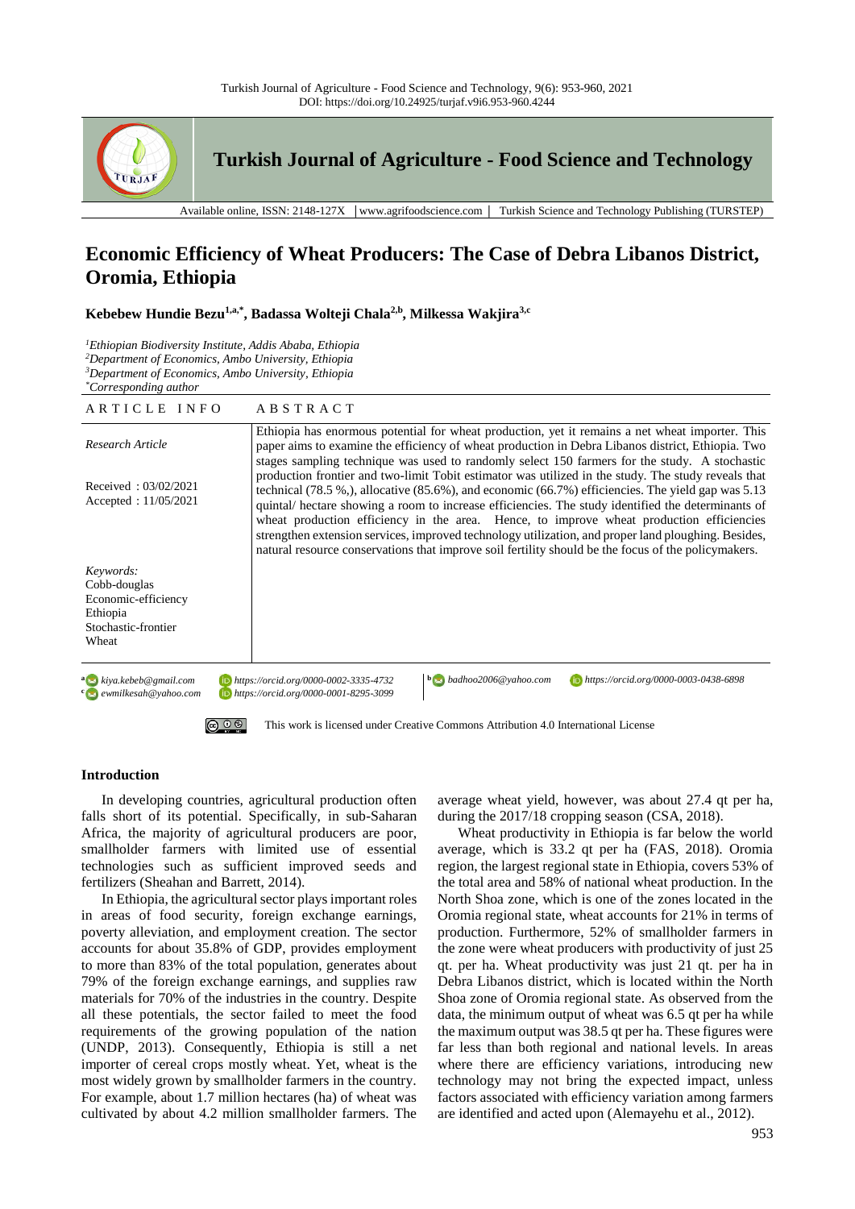# Economic Efficiency of Wheat Producers: The Case of Debra Libanos District, Oromia, Ethiopia

**Kebebew Hundie Bezu[1,a,*], Badassa Wolteji Chala[2,b], Milkessa Wakjira[3,c]**

[1]*Ethiopian Biodiversity Institute, Addis Ababa, Ethiopia*
[2]*Department of Economics, Ambo University, Ethiopia*
[3]*Department of Economics, Ambo University, Ethiopia*
[*]*Corresponding author*

| ARTICLE INFO | ABSTRACT |
|---|---|
| *Research Article*<br><br>Received : 03/02/2021<br>Accepted : 11/05/2021 | Ethiopia has enormous potential for wheat production, yet it remains a net wheat importer. This paper aims to examine the efficiency of wheat production in Debra Libanos district, Ethiopia. Two stages sampling technique was used to randomly select 150 farmers for the study. A stochastic production frontier and two-limit Tobit estimator was utilized in the study. The study reveals that technical (78.5 %,), allocative (85.6%), and economic (66.7%) efficiencies. The yield gap was 5.13 quintal/ hectare showing a room to increase efficiencies. The study identified the determinants of wheat production efficiency in the area. Hence, to improve wheat production efficiencies strengthen extension services, improved technology utilization, and proper land ploughing. Besides, natural resource conservations that improve soil fertility should be the focus of the policymakers. |
| *Keywords:*<br>Cobb-douglas<br>Economic-efficiency<br>Ethiopia<br>Stochastic-frontier<br>Wheat | |

[a] kiya.kebeb@gmail.com https://orcid.org/0000-0002-3335-4732
[b] badhoo2006@yahoo.com https://orcid.org/0000-0003-0438-6898
[c] ewmilkesah@yahoo.com https://orcid.org/0000-0001-8295-3099

This work is licensed under Creative Commons Attribution 4.0 International License

## Introduction

In developing countries, agricultural production often falls short of its potential. Specifically, in sub-Saharan Africa, the majority of agricultural producers are poor, smallholder farmers with limited use of essential technologies such as sufficient improved seeds and fertilizers (Sheahan and Barrett, 2014).

In Ethiopia, the agricultural sector plays important roles in areas of food security, foreign exchange earnings, poverty alleviation, and employment creation. The sector accounts for about 35.8% of GDP, provides employment to more than 83% of the total population, generates about 79% of the foreign exchange earnings, and supplies raw materials for 70% of the industries in the country. Despite all these potentials, the sector failed to meet the food requirements of the growing population of the nation (UNDP, 2013). Consequently, Ethiopia is still a net importer of cereal crops mostly wheat. Yet, wheat is the most widely grown by smallholder farmers in the country. For example, about 1.7 million hectares (ha) of wheat was cultivated by about 4.2 million smallholder farmers. The average wheat yield, however, was about 27.4 qt per ha, during the 2017/18 cropping season (CSA, 2018).

Wheat productivity in Ethiopia is far below the world average, which is 33.2 qt per ha (FAS, 2018). Oromia region, the largest regional state in Ethiopia, covers 53% of the total area and 58% of national wheat production. In the North Shoa zone, which is one of the zones located in the Oromia regional state, wheat accounts for 21% in terms of production. Furthermore, 52% of smallholder farmers in the zone were wheat producers with productivity of just 25 qt. per ha. Wheat productivity was just 21 qt. per ha in Debra Libanos district, which is located within the North Shoa zone of Oromia regional state. As observed from the data, the minimum output of wheat was 6.5 qt per ha while the maximum output was 38.5 qt per ha. These figures were far less than both regional and national levels. In areas where there are efficiency variations, introducing new technology may not bring the expected impact, unless factors associated with efficiency variation among farmers are identified and acted upon (Alemayehu et al., 2012).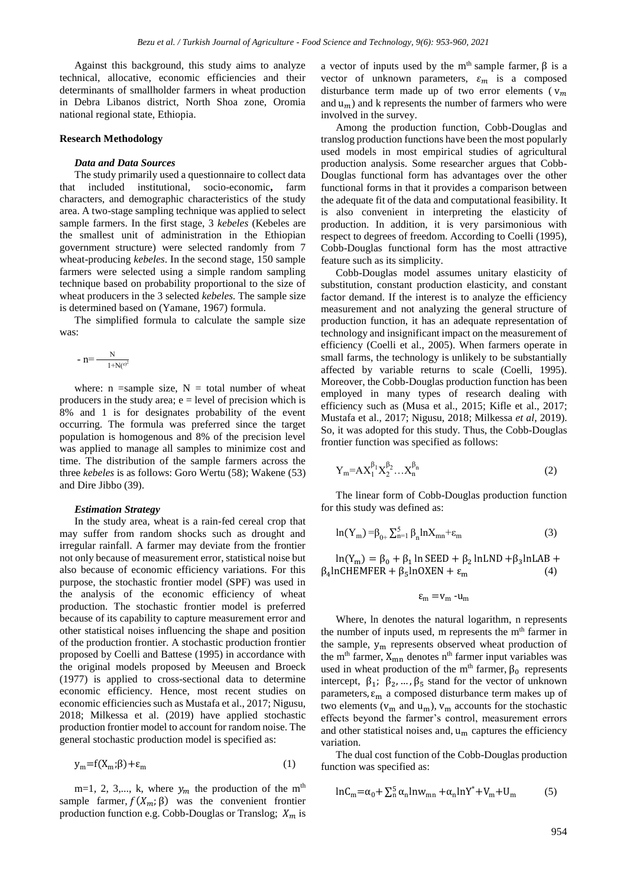Against this background, this study aims to analyze technical, allocative, economic efficiencies and their determinants of smallholder farmers in wheat production in Debra Libanos district, North Shoa zone, Oromia national regional state, Ethiopia.

## Research Methodology

### *Data and Data Sources*

The study primarily used a questionnaire to collect data that included institutional, socio-economic**,** farm characters, and demographic characteristics of the study area. A two-stage sampling technique was applied to select sample farmers. In the first stage, 3 *kebeles* (Kebeles are the smallest unit of administration in the Ethiopian government structure) were selected randomly from 7 wheat-producing *kebeles*. In the second stage, 150 sample farmers were selected using a simple random sampling technique based on probability proportional to the size of wheat producers in the 3 selected *kebeles.* The sample size is determined based on (Yamane, 1967) formula.

The simplified formula to calculate the sample size was:

$$- n = \frac{N}{1+N(e)^2}$$

where: n =sample size, N = total number of wheat producers in the study area; e = level of precision which is 8% and 1 is for designates probability of the event occurring. The formula was preferred since the target population is homogenous and 8% of the precision level was applied to manage all samples to minimize cost and time. The distribution of the sample farmers across the three *kebeles* is as follows: Goro Wertu (58); Wakene (53) and Dire Jibbo (39).

### *Estimation Strategy*

In the study area, wheat is a rain-fed cereal crop that may suffer from random shocks such as drought and irregular rainfall. A farmer may deviate from the frontier not only because of measurement error, statistical noise but also because of economic efficiency variations. For this purpose, the stochastic frontier model (SPF) was used in the analysis of the economic efficiency of wheat production. The stochastic frontier model is preferred because of its capability to capture measurement error and other statistical noises influencing the shape and position of the production frontier. A stochastic production frontier proposed by Coelli and Battese (1995) in accordance with the original models proposed by Meeusen and Broeck (1977) is applied to cross-sectional data to determine economic efficiency. Hence, most recent studies on economic efficiencies such as Mustafa et al., 2017; Nigusu, 2018; Milkessa et al. (2019) have applied stochastic production frontier model to account for random noise. The general stochastic production model is specified as:

$$y_m = f(X_m;\beta) + \varepsilon_m \tag{1}$$

m=1, 2, 3,..., k, where $y_m$ the production of the m[th] sample farmer, $f(X_m;\beta)$ was the convenient frontier production function e.g. Cobb-Douglas or Translog; $X_m$ is a vector of inputs used by the m[th] sample farmer, $\beta$ is a vector of unknown parameters, $\varepsilon_m$ is a composed disturbance term made up of two error elements ($v_m$ and $u_m$) and k represents the number of farmers who were involved in the survey.

Among the production function, Cobb-Douglas and translog production functions have been the most popularly used models in most empirical studies of agricultural production analysis. Some researcher argues that Cobb-Douglas functional form has advantages over the other functional forms in that it provides a comparison between the adequate fit of the data and computational feasibility. It is also convenient in interpreting the elasticity of production. In addition, it is very parsimonious with respect to degrees of freedom. According to Coelli (1995), Cobb-Douglas functional form has the most attractive feature such as its simplicity.

Cobb-Douglas model assumes unitary elasticity of substitution, constant production elasticity, and constant factor demand. If the interest is to analyze the efficiency measurement and not analyzing the general structure of production function, it has an adequate representation of technology and insignificant impact on the measurement of efficiency (Coelli et al., 2005). When farmers operate in small farms, the technology is unlikely to be substantially affected by variable returns to scale (Coelli, 1995). Moreover, the Cobb-Douglas production function has been employed in many types of research dealing with efficiency such as (Musa et al., 2015; Kifle et al., 2017; Mustafa et al., 2017; Nigusu, 2018; Milkessa *et al,* 2019). So, it was adopted for this study. Thus, the Cobb-Douglas frontier function was specified as follows:

$$Y_m = AX_1^{\beta_1}X_2^{\beta_2}\ldots X_n^{\beta_n} \tag{2}$$

The linear form of Cobb-Douglas production function for this study was defined as:

$$\ln(Y_m) = \beta_0 + \sum_{n=1}^{5}\beta_n \ln X_{mn} + \varepsilon_m \tag{3}$$

$$\ln(Y_m) = \beta_0 + \beta_1 \ln SEED + \beta_2 \ln LND + \beta_3 \ln LAB + \beta_4 \ln CHEMFER + \beta_5 \ln OXEN + \varepsilon_m \tag{4}$$

$$\varepsilon_m = v_m - u_m$$

Where, ln denotes the natural logarithm, n represents the number of inputs used, m represents the m[th] farmer in the sample, $y_m$ represents observed wheat production of the m[th] farmer, $X_{mn}$ denotes n[th] farmer input variables was used in wheat production of the m[th] farmer, $\beta_0$ represents intercept, $\beta_1$; $\beta_2, \ldots, \beta_5$ stand for the vector of unknown parameters, $\varepsilon_m$ a composed disturbance term makes up of two elements ($v_m$ and $u_m$), $v_m$ accounts for the stochastic effects beyond the farmer's control, measurement errors and other statistical noises and, $u_m$ captures the efficiency variation.

The dual cost function of the Cobb-Douglas production function was specified as:

$$\ln C_m = \alpha_0 + \sum_n^5 \alpha_n \ln w_{mn} + \alpha_n \ln Y^* + V_m + U_m \tag{5}$$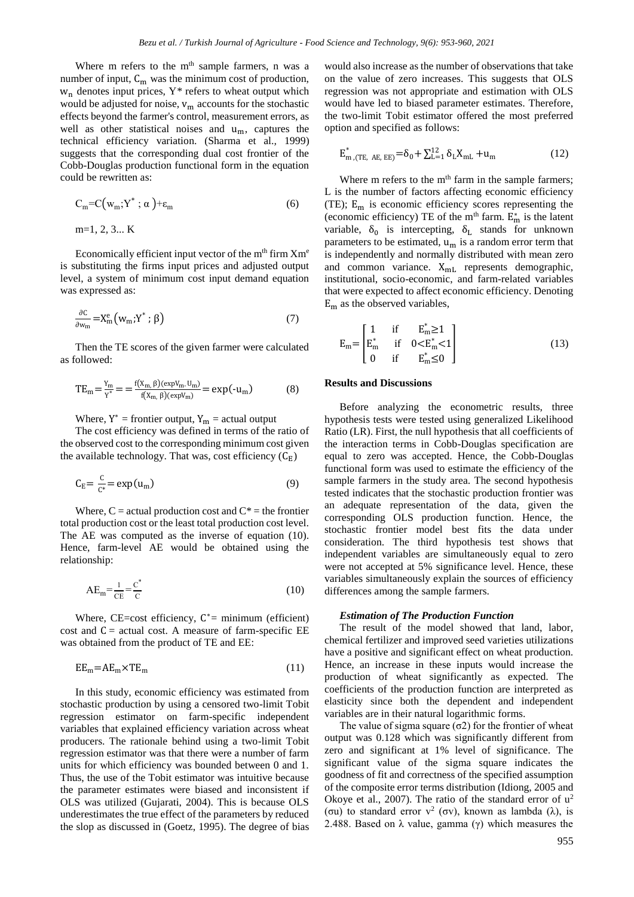Where m refers to the m[th] sample farmers, n was a number of input, $C_m$ was the minimum cost of production, $w_n$ denotes input prices, $Y^*$ refers to wheat output which would be adjusted for noise, $v_m$ accounts for the stochastic effects beyond the farmer's control, measurement errors, as well as other statistical noises and $u_m$, captures the technical efficiency variation. (Sharma et al., 1999) suggests that the corresponding dual cost frontier of the Cobb-Douglas production functional form in the equation could be rewritten as:

$$C_m = C\left(w_m; Y^*; \alpha\right) + \varepsilon_m \tag{6}$$

m=1, 2, 3... K

Economically efficient input vector of the m[th] firm $Xm^e$ is substituting the firms input prices and adjusted output level, a system of minimum cost input demand equation was expressed as:

$$\frac{\partial C}{\partial w_m} = X_m^e\left(w_m; Y^*; \beta\right) \tag{7}$$

Then the TE scores of the given farmer were calculated as followed:

$$TE_m = \frac{Y_m}{Y^*} = = \frac{f(X_m, \beta)(\exp V_m, U_m)}{f(X_m, \beta)(\exp V_m)} = \exp(-u_m) \tag{8}$$

Where, $Y^*$ = frontier output, $Y_m$ = actual output

The cost efficiency was defined in terms of the ratio of the observed cost to the corresponding minimum cost given the available technology. That was, cost efficiency ($C_E$)

$$C_E = \frac{C}{C^*} = \exp(u_m) \tag{9}$$

Where, C = actual production cost and $C^*$ = the frontier total production cost or the least total production cost level. The AE was computed as the inverse of equation (10). Hence, farm-level AE would be obtained using the relationship:

$$AE_m = \frac{1}{CE} = \frac{C^*}{C} \tag{10}$$

Where, CE=cost efficiency, $C^*$= minimum (efficient) cost and C = actual cost. A measure of farm-specific EE was obtained from the product of TE and EE:

$$EE_m = AE_m \times TE_m \tag{11}$$

In this study, economic efficiency was estimated from stochastic production by using a censored two-limit Tobit regression estimator on farm-specific independent variables that explained efficiency variation across wheat producers. The rationale behind using a two-limit Tobit regression estimator was that there were a number of farm units for which efficiency was bounded between 0 and 1. Thus, the use of the Tobit estimator was intuitive because the parameter estimates were biased and inconsistent if OLS was utilized (Gujarati, 2004). This is because OLS underestimates the true effect of the parameters by reduced the slop as discussed in (Goetz, 1995). The degree of bias would also increase as the number of observations that take on the value of zero increases. This suggests that OLS regression was not appropriate and estimation with OLS would have led to biased parameter estimates. Therefore, the two-limit Tobit estimator offered the most preferred option and specified as follows:

$$E^*_{m,(TE,\ AE,\ EE)} = \delta_0 + \sum_{L=1}^{12} \delta_L X_{mL} + u_m \tag{12}$$

Where m refers to the m[th] farm in the sample farmers; L is the number of factors affecting economic efficiency (TE); $E_m$ is economic efficiency scores representing the (economic efficiency) TE of the m[th] farm. $E_m^*$ is the latent variable, $\delta_0$ is intercepting, $\delta_L$ stands for unknown parameters to be estimated, $u_m$ is a random error term that is independently and normally distributed with mean zero and common variance. $X_{mL}$ represents demographic, institutional, socio-economic, and farm-related variables that were expected to affect economic efficiency. Denoting $E_m$ as the observed variables,

$$E_m = \begin{bmatrix} 1 & \text{if} & E_m^* \geq 1 \\ E_m^* & \text{if} & 0 < E_m^* < 1 \\ 0 & \text{if} & E_m^* \leq 0 \end{bmatrix} \tag{13}$$

## Results and Discussions

Before analyzing the econometric results, three hypothesis tests were tested using generalized Likelihood Ratio (LR). First, the null hypothesis that all coefficients of the interaction terms in Cobb-Douglas specification are equal to zero was accepted. Hence, the Cobb-Douglas functional form was used to estimate the efficiency of the sample farmers in the study area. The second hypothesis tested indicates that the stochastic production frontier was an adequate representation of the data, given the corresponding OLS production function. Hence, the stochastic frontier model best fits the data under consideration. The third hypothesis test shows that independent variables are simultaneously equal to zero were not accepted at 5% significance level. Hence, these variables simultaneously explain the sources of efficiency differences among the sample farmers.

### *Estimation of The Production Function*

The result of the model showed that land, labor, chemical fertilizer and improved seed varieties utilizations have a positive and significant effect on wheat production. Hence, an increase in these inputs would increase the production of wheat significantly as expected. The coefficients of the production function are interpreted as elasticity since both the dependent and independent variables are in their natural logarithmic forms.

The value of sigma square (σ2) for the frontier of wheat output was 0.128 which was significantly different from zero and significant at 1% level of significance. The significant value of the sigma square indicates the goodness of fit and correctness of the specified assumption of the composite error terms distribution (Idiong, 2005 and Okoye et al., 2007). The ratio of the standard error of $u^2$ (σu) to standard error $v^2$ (σv), known as lambda (λ), is 2.488. Based on λ value, gamma (γ) which measures the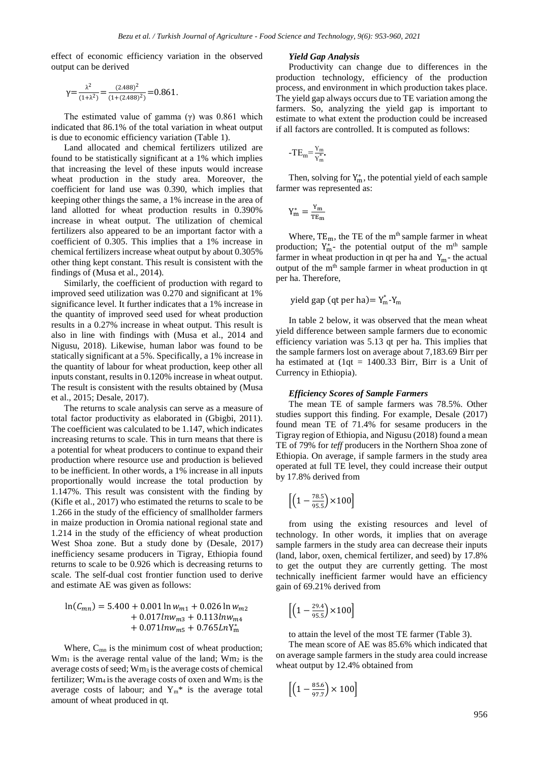effect of economic efficiency variation in the observed output can be derived

$$\gamma = \frac{\lambda^2}{(1+\lambda^2)} = \frac{(2.488)^2}{(1+(2.488)^2)} = 0.861.$$

The estimated value of gamma (γ) was 0.861 which indicated that 86.1% of the total variation in wheat output is due to economic efficiency variation (Table 1).

Land allocated and chemical fertilizers utilized are found to be statistically significant at a 1% which implies that increasing the level of these inputs would increase wheat production in the study area. Moreover, the coefficient for land use was 0.390, which implies that keeping other things the same, a 1% increase in the area of land allotted for wheat production results in 0.390% increase in wheat output. The utilization of chemical fertilizers also appeared to be an important factor with a coefficient of 0.305. This implies that a 1% increase in chemical fertilizers increase wheat output by about 0.305% other thing kept constant. This result is consistent with the findings of (Musa et al., 2014).

Similarly, the coefficient of production with regard to improved seed utilization was 0.270 and significant at 1% significance level. It further indicates that a 1% increase in the quantity of improved seed used for wheat production results in a 0.27% increase in wheat output. This result is also in line with findings with (Musa et al., 2014 and Nigusu, 2018). Likewise, human labor was found to be statically significant at a 5%. Specifically, a 1% increase in the quantity of labour for wheat production, keep other all inputs constant, results in 0.120% increase in wheat output. The result is consistent with the results obtained by (Musa et al., 2015; Desale, 2017).

The returns to scale analysis can serve as a measure of total factor productivity as elaborated in (Gbigbi, 2011). The coefficient was calculated to be 1.147, which indicates increasing returns to scale. This in turn means that there is a potential for wheat producers to continue to expand their production where resource use and production is believed to be inefficient. In other words, a 1% increase in all inputs proportionally would increase the total production by 1.147%. This result was consistent with the finding by (Kifle et al., 2017) who estimated the returns to scale to be 1.266 in the study of the efficiency of smallholder farmers in maize production in Oromia national regional state and 1.214 in the study of the efficiency of wheat production West Shoa zone. But a study done by (Desale, 2017) inefficiency sesame producers in Tigray, Ethiopia found returns to scale to be 0.926 which is decreasing returns to scale. The self-dual cost frontier function used to derive and estimate AE was given as follows:

$$\ln(C_{mn}) = 5.400 + 0.001\ln w_{m1} + 0.026\ln w_{m2} + 0.017 \ln w_{m3} + 0.113 \ln w_{m4} + 0.071 \ln w_{m5} + 0.765 \ln Y_m^*$$

Where, $C_{mn}$ is the minimum cost of wheat production; $Wm_1$ is the average rental value of the land; $Wm_2$ is the average costs of seed; $Wm_3$ is the average costs of chemical fertilizer; $Wm_4$ is the average costs of oxen and $Wm_5$ is the average costs of labour; and $Y_m^*$ is the average total amount of wheat produced in qt.

### *Yield Gap Analysis*

Productivity can change due to differences in the production technology, efficiency of the production process, and environment in which production takes place. The yield gap always occurs due to TE variation among the farmers. So, analyzing the yield gap is important to estimate to what extent the production could be increased if all factors are controlled. It is computed as follows:

$$-TE_m = \frac{Y_m}{Y_m^*}.$$

Then, solving for $Y_m^*$, the potential yield of each sample farmer was represented as:

$$Y_m^* = \frac{Y_m}{TE_m}$$

Where, $TE_m$, the TE of the m[th] sample farmer in wheat production; $Y_m^*$- the potential output of the m[th] sample farmer in wheat production in qt per ha and $Y_m$- the actual output of the m[th] sample farmer in wheat production in qt per ha. Therefore,

$$\text{yield gap (qt per ha)} = Y_m^* - Y_m$$

In table 2 below, it was observed that the mean wheat yield difference between sample farmers due to economic efficiency variation was 5.13 qt per ha. This implies that the sample farmers lost on average about 7,183.69 Birr per ha estimated at (1qt = 1400.33 Birr, Birr is a Unit of Currency in Ethiopia).

### *Efficiency Scores of Sample Farmers*

The mean TE of sample farmers was 78.5%. Other studies support this finding. For example, Desale (2017) found mean TE of 71.4% for sesame producers in the Tigray region of Ethiopia, and Nigusu (2018) found a mean TE of 79% for *teff* producers in the Northern Shoa zone of Ethiopia. On average, if sample farmers in the study area operated at full TE level, they could increase their output by 17.8% derived from

$$\left[\left(1 - \frac{78.5}{95.5}\right) \times 100\right]$$

from using the existing resources and level of technology. In other words, it implies that on average sample farmers in the study area can decrease their inputs (land, labor, oxen, chemical fertilizer, and seed) by 17.8% to get the output they are currently getting. The most technically inefficient farmer would have an efficiency gain of 69.21% derived from

$$\left[\left(1 - \frac{29.4}{95.5}\right) \times 100\right]$$

to attain the level of the most TE farmer (Table 3).

The mean score of AE was 85.6% which indicated that on average sample farmers in the study area could increase wheat output by 12.4% obtained from

$$\left[\left(1 - \frac{85.6}{97.7}\right) \times 100\right]$$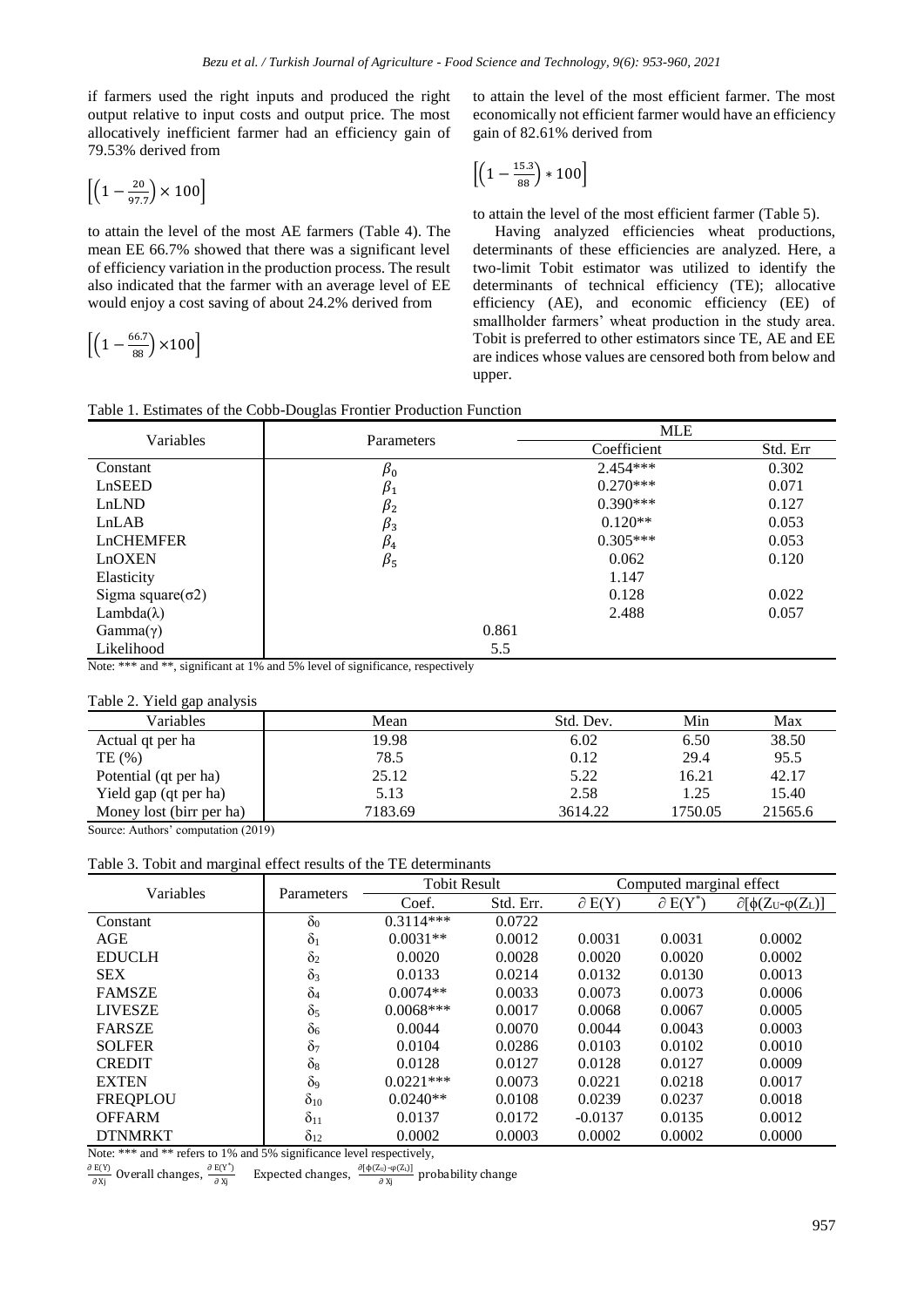if farmers used the right inputs and produced the right output relative to input costs and output price. The most allocatively inefficient farmer had an efficiency gain of 79.53% derived from

$$\left[\left(1-\frac{20}{97.7}\right)\times 100\right]$$

to attain the level of the most AE farmers (Table 4). The mean EE 66.7% showed that there was a significant level of efficiency variation in the production process. The result also indicated that the farmer with an average level of EE would enjoy a cost saving of about 24.2% derived from

$$\left[\left(1-\frac{66.7}{88}\right)\times 100\right]$$

to attain the level of the most efficient farmer. The most economically not efficient farmer would have an efficiency gain of 82.61% derived from

$$\left[\left(1-\frac{15.3}{88}\right)*100\right]$$

to attain the level of the most efficient farmer (Table 5).

Having analyzed efficiencies wheat productions, determinants of these efficiencies are analyzed. Here, a two-limit Tobit estimator was utilized to identify the determinants of technical efficiency (TE); allocative efficiency (AE), and economic efficiency (EE) of smallholder farmers' wheat production in the study area. Tobit is preferred to other estimators since TE, AE and EE are indices whose values are censored both from below and upper.

Table 1. Estimates of the Cobb-Douglas Frontier Production Function

| Variables | Parameters | MLE | |
|---|---|---|---|
| | | Coefficient | Std. Err |
| Constant | $\beta_0$ | 2.454*** | 0.302 |
| LnSEED | $\beta_1$ | 0.270*** | 0.071 |
| LnLND | $\beta_2$ | 0.390*** | 0.127 |
| LnLAB | $\beta_3$ | 0.120** | 0.053 |
| LnCHEMFER | $\beta_4$ | 0.305*** | 0.053 |
| LnOXEN | $\beta_5$ | 0.062 | 0.120 |
| Elasticity | | 1.147 | |
| Sigma square($\sigma$2) | | 0.128 | 0.022 |
| Lambda($\lambda$) | | 2.488 | 0.057 |
| Gamma($\gamma$) | 0.861 | | |
| Likelihood | 5.5 | | |

Note: *** and **, significant at 1% and 5% level of significance, respectively

Table 2. Yield gap analysis

| Variables | Mean | Std. Dev. | Min | Max |
|---|---|---|---|---|
| Actual qt per ha | 19.98 | 6.02 | 6.50 | 38.50 |
| TE (%) | 78.5 | 0.12 | 29.4 | 95.5 |
| Potential (qt per ha) | 25.12 | 5.22 | 16.21 | 42.17 |
| Yield gap (qt per ha) | 5.13 | 2.58 | 1.25 | 15.40 |
| Money lost (birr per ha) | 7183.69 | 3614.22 | 1750.05 | 21565.6 |

Source: Authors' computation (2019)

Table 3. Tobit and marginal effect results of the TE determinants

| Variables | Parameters | Tobit Result | | Computed marginal effect | | |
|---|---|---|---|---|---|---|
| | | Coef. | Std. Err. | $\partial$ E(Y) | $\partial$ E(Y$^*$) | $\partial[\phi(Z_U-\varphi(Z_L)]$ |
| Constant | $\delta_0$ | 0.3114*** | 0.0722 | | | |
| AGE | $\delta_1$ | 0.0031** | 0.0012 | 0.0031 | 0.0031 | 0.0002 |
| EDUCLH | $\delta_2$ | 0.0020 | 0.0028 | 0.0020 | 0.0020 | 0.0002 |
| SEX | $\delta_3$ | 0.0133 | 0.0214 | 0.0132 | 0.0130 | 0.0013 |
| FAMSZE | $\delta_4$ | 0.0074** | 0.0033 | 0.0073 | 0.0073 | 0.0006 |
| LIVESZE | $\delta_5$ | 0.0068*** | 0.0017 | 0.0068 | 0.0067 | 0.0005 |
| FARSZE | $\delta_6$ | 0.0044 | 0.0070 | 0.0044 | 0.0043 | 0.0003 |
| SOLFER | $\delta_7$ | 0.0104 | 0.0286 | 0.0103 | 0.0102 | 0.0010 |
| CREDIT | $\delta_8$ | 0.0128 | 0.0127 | 0.0128 | 0.0127 | 0.0009 |
| EXTEN | $\delta_9$ | 0.0221*** | 0.0073 | 0.0221 | 0.0218 | 0.0017 |
| FREQPLOU | $\delta_{10}$ | 0.0240** | 0.0108 | 0.0239 | 0.0237 | 0.0018 |
| OFFARM | $\delta_{11}$ | 0.0137 | 0.0172 | -0.0137 | 0.0135 | 0.0012 |
| DTNMRKT | $\delta_{12}$ | 0.0002 | 0.0003 | 0.0002 | 0.0002 | 0.0000 |

Note: *** and ** refers to 1% and 5% significance level respectively,

$\frac{\partial E(Y)}{\partial X_j}$ Overall changes, $\frac{\partial E(Y^*)}{\partial X_j}$ Expected changes, $\frac{\partial[\phi(Z_U)-\varphi(Z_L)]}{\partial X_j}$ probability change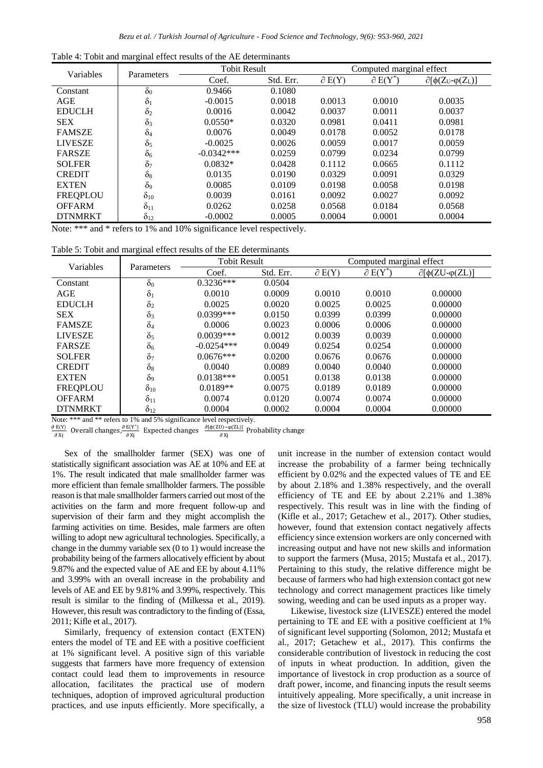Table 4: Tobit and marginal effect results of the AE determinants

| Variables | Parameters | Tobit Result | | Computed marginal effect | | |
|---|---|---|---|---|---|---|
| | | Coef. | Std. Err. | $\partial E(Y)$ | $\partial E(Y^*)$ | $\partial[\phi(Z_U - \varphi(Z_L)]$ |
| Constant | $\delta_0$ | 0.9466 | 0.1080 | | | |
| AGE | $\delta_1$ | -0.0015 | 0.0018 | 0.0013 | 0.0010 | 0.0035 |
| EDUCLH | $\delta_2$ | 0.0016 | 0.0042 | 0.0037 | 0.0011 | 0.0037 |
| SEX | $\delta_3$ | 0.0550* | 0.0320 | 0.0981 | 0.0411 | 0.0981 |
| FAMSZE | $\delta_4$ | 0.0076 | 0.0049 | 0.0178 | 0.0052 | 0.0178 |
| LIVESZE | $\delta_5$ | -0.0025 | 0.0026 | 0.0059 | 0.0017 | 0.0059 |
| FARSZE | $\delta_6$ | -0.0342*** | 0.0259 | 0.0799 | 0.0234 | 0.0799 |
| SOLFER | $\delta_7$ | 0.0832* | 0.0428 | 0.1112 | 0.0665 | 0.1112 |
| CREDIT | $\delta_8$ | 0.0135 | 0.0190 | 0.0329 | 0.0091 | 0.0329 |
| EXTEN | $\delta_9$ | 0.0085 | 0.0109 | 0.0198 | 0.0058 | 0.0198 |
| FREQPLOU | $\delta_{10}$ | 0.0039 | 0.0161 | 0.0092 | 0.0027 | 0.0092 |
| OFFARM | $\delta_{11}$ | 0.0262 | 0.0258 | 0.0568 | 0.0184 | 0.0568 |
| DTNMRKT | $\delta_{12}$ | -0.0002 | 0.0005 | 0.0004 | 0.0001 | 0.0004 |

Note: *** and * refers to 1% and 10% significance level respectively.

Table 5: Tobit and marginal effect results of the EE determinants

| Variables | Parameters | Tobit Result | | Computed marginal effect | | |
|---|---|---|---|---|---|---|
| | | Coef. | Std. Err. | $\partial E(Y)$ | $\partial E(Y^*)$ | $\partial[\phi(ZU - \varphi(ZL)]$ |
| Constant | $\delta_0$ | 0.3236*** | 0.0504 | | | |
| AGE | $\delta_1$ | 0.0010 | 0.0009 | 0.0010 | 0.0010 | 0.00000 |
| EDUCLH | $\delta_2$ | 0.0025 | 0.0020 | 0.0025 | 0.0025 | 0.00000 |
| SEX | $\delta_3$ | 0.0399*** | 0.0150 | 0.0399 | 0.0399 | 0.00000 |
| FAMSZE | $\delta_4$ | 0.0006 | 0.0023 | 0.0006 | 0.0006 | 0.00000 |
| LIVESZE | $\delta_5$ | 0.0039*** | 0.0012 | 0.0039 | 0.0039 | 0.00000 |
| FARSZE | $\delta_6$ | -0.0254*** | 0.0049 | 0.0254 | 0.0254 | 0.00000 |
| SOLFER | $\delta_7$ | 0.0676*** | 0.0200 | 0.0676 | 0.0676 | 0.00000 |
| CREDIT | $\delta_8$ | 0.0040 | 0.0089 | 0.0040 | 0.0040 | 0.00000 |
| EXTEN | $\delta_9$ | 0.0138*** | 0.0051 | 0.0138 | 0.0138 | 0.00000 |
| FREQPLOU | $\delta_{10}$ | 0.0189** | 0.0075 | 0.0189 | 0.0189 | 0.00000 |
| OFFARM | $\delta_{11}$ | 0.0074 | 0.0120 | 0.0074 | 0.0074 | 0.00000 |
| DTNMRKT | $\delta_{12}$ | 0.0004 | 0.0002 | 0.0004 | 0.0004 | 0.00000 |

Note: *** and ** refers to 1% and 5% significance level respectively.

$\frac{\partial E(Y)}{\partial X_j}$ Overall changes, $\frac{\partial E(Y^*)}{\partial X_j}$ Expected changes $\frac{\partial[\phi(ZU)-\varphi(ZL)]}{\partial X_j}$ Probability change

Sex of the smallholder farmer (SEX) was one of statistically significant association was AE at 10% and EE at 1%. The result indicated that male smallholder farmer was more efficient than female smallholder farmers. The possible reason is that male smallholder farmers carried out most of the activities on the farm and more frequent follow-up and supervision of their farm and they might accomplish the farming activities on time. Besides, male farmers are often willing to adopt new agricultural technologies. Specifically, a change in the dummy variable sex (0 to 1) would increase the probability being of the farmers allocatively efficient by about 9.87% and the expected value of AE and EE by about 4.11% and 3.99% with an overall increase in the probability and levels of AE and EE by 9.81% and 3.99%, respectively. This result is similar to the finding of (Milkessa et al., 2019). However, this result was contradictory to the finding of (Essa, 2011; Kifle et al., 2017).

Similarly, frequency of extension contact (EXTEN) enters the model of TE and EE with a positive coefficient at 1% significant level. A positive sign of this variable suggests that farmers have more frequency of extension contact could lead them to improvements in resource allocation, facilitates the practical use of modern techniques, adoption of improved agricultural production practices, and use inputs efficiently. More specifically, a unit increase in the number of extension contact would increase the probability of a farmer being technically efficient by 0.02% and the expected values of TE and EE by about 2.18% and 1.38% respectively, and the overall efficiency of TE and EE by about 2.21% and 1.38% respectively. This result was in line with the finding of (Kifle et al., 2017; Getachew et al., 2017). Other studies, however, found that extension contact negatively affects efficiency since extension workers are only concerned with increasing output and have not new skills and information to support the farmers (Musa, 2015; Mustafa et al., 2017). Pertaining to this study, the relative difference might be because of farmers who had high extension contact got new technology and correct management practices like timely sowing, weeding and can be used inputs as a proper way.

Likewise, livestock size (LIVESZE) entered the model pertaining to TE and EE with a positive coefficient at 1% of significant level supporting (Solomon, 2012; Mustafa et al., 2017; Getachew et al., 2017). This confirms the considerable contribution of livestock in reducing the cost of inputs in wheat production. In addition, given the importance of livestock in crop production as a source of draft power, income, and financing inputs the result seems intuitively appealing. More specifically, a unit increase in the size of livestock (TLU) would increase the probability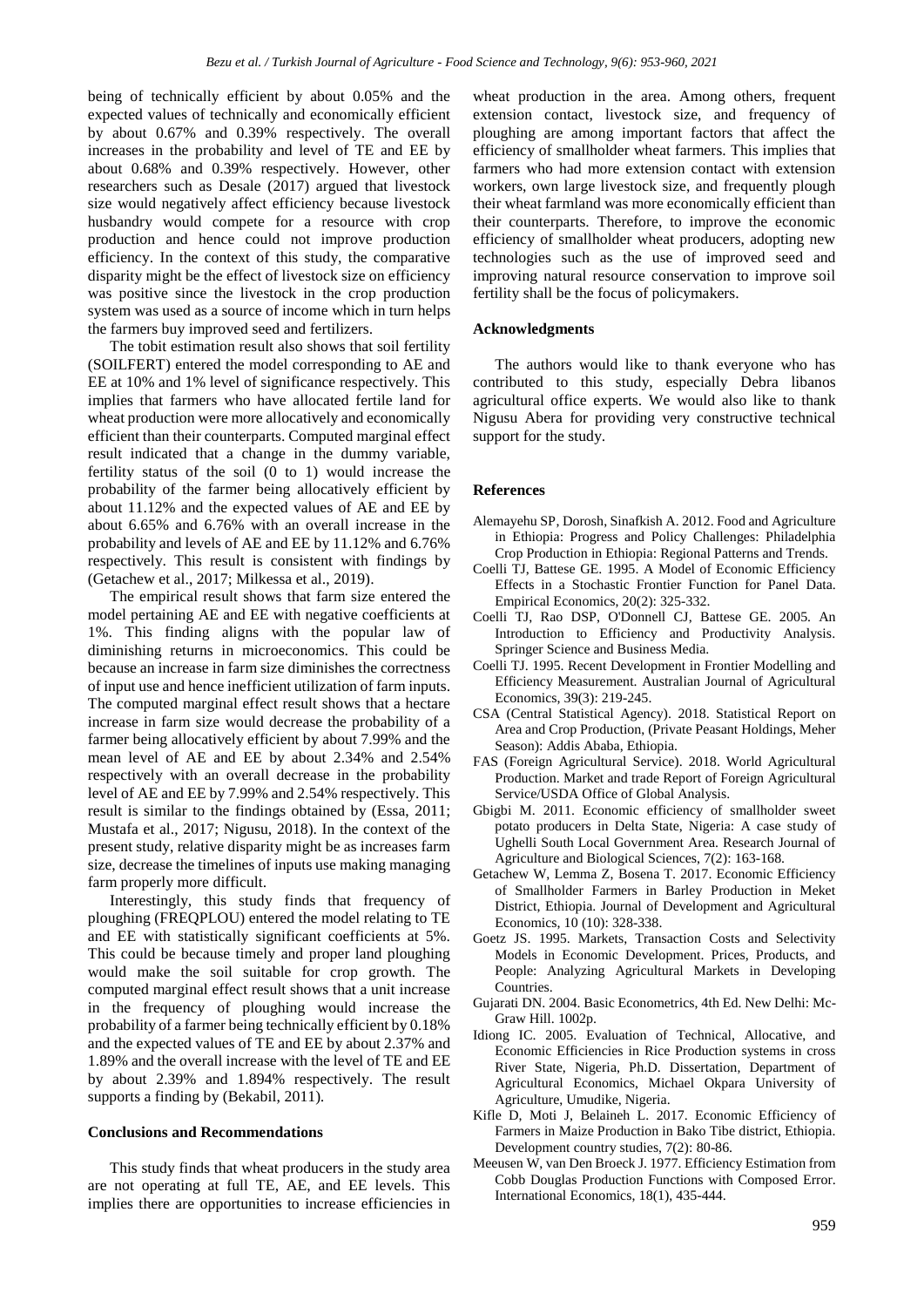being of technically efficient by about 0.05% and the expected values of technically and economically efficient by about 0.67% and 0.39% respectively. The overall increases in the probability and level of TE and EE by about 0.68% and 0.39% respectively. However, other researchers such as Desale (2017) argued that livestock size would negatively affect efficiency because livestock husbandry would compete for a resource with crop production and hence could not improve production efficiency. In the context of this study, the comparative disparity might be the effect of livestock size on efficiency was positive since the livestock in the crop production system was used as a source of income which in turn helps the farmers buy improved seed and fertilizers.

The tobit estimation result also shows that soil fertility (SOILFERT) entered the model corresponding to AE and EE at 10% and 1% level of significance respectively. This implies that farmers who have allocated fertile land for wheat production were more allocatively and economically efficient than their counterparts. Computed marginal effect result indicated that a change in the dummy variable, fertility status of the soil (0 to 1) would increase the probability of the farmer being allocatively efficient by about 11.12% and the expected values of AE and EE by about 6.65% and 6.76% with an overall increase in the probability and levels of AE and EE by 11.12% and 6.76% respectively. This result is consistent with findings by (Getachew et al., 2017; Milkessa et al., 2019).

The empirical result shows that farm size entered the model pertaining AE and EE with negative coefficients at 1%. This finding aligns with the popular law of diminishing returns in microeconomics. This could be because an increase in farm size diminishes the correctness of input use and hence inefficient utilization of farm inputs. The computed marginal effect result shows that a hectare increase in farm size would decrease the probability of a farmer being allocatively efficient by about 7.99% and the mean level of AE and EE by about 2.34% and 2.54% respectively with an overall decrease in the probability level of AE and EE by 7.99% and 2.54% respectively. This result is similar to the findings obtained by (Essa, 2011; Mustafa et al., 2017; Nigusu, 2018). In the context of the present study, relative disparity might be as increases farm size, decrease the timelines of inputs use making managing farm properly more difficult.

Interestingly, this study finds that frequency of ploughing (FREQPLOU) entered the model relating to TE and EE with statistically significant coefficients at 5%. This could be because timely and proper land ploughing would make the soil suitable for crop growth. The computed marginal effect result shows that a unit increase in the frequency of ploughing would increase the probability of a farmer being technically efficient by 0.18% and the expected values of TE and EE by about 2.37% and 1.89% and the overall increase with the level of TE and EE by about 2.39% and 1.894% respectively. The result supports a finding by (Bekabil, 2011).

## Conclusions and Recommendations

This study finds that wheat producers in the study area are not operating at full TE, AE, and EE levels. This implies there are opportunities to increase efficiencies in wheat production in the area. Among others, frequent extension contact, livestock size, and frequency of ploughing are among important factors that affect the efficiency of smallholder wheat farmers. This implies that farmers who had more extension contact with extension workers, own large livestock size, and frequently plough their wheat farmland was more economically efficient than their counterparts. Therefore, to improve the economic efficiency of smallholder wheat producers, adopting new technologies such as the use of improved seed and improving natural resource conservation to improve soil fertility shall be the focus of policymakers.

## Acknowledgments

The authors would like to thank everyone who has contributed to this study, especially Debra libanos agricultural office experts. We would also like to thank Nigusu Abera for providing very constructive technical support for the study.

## References

Alemayehu SP, Dorosh, Sinafkish A. 2012. Food and Agriculture in Ethiopia: Progress and Policy Challenges: Philadelphia Crop Production in Ethiopia: Regional Patterns and Trends.

Coelli TJ, Battese GE. 1995. A Model of Economic Efficiency Effects in a Stochastic Frontier Function for Panel Data. Empirical Economics, 20(2): 325-332.

Coelli TJ, Rao DSP, O'Donnell CJ, Battese GE. 2005. An Introduction to Efficiency and Productivity Analysis. Springer Science and Business Media.

Coelli TJ. 1995. Recent Development in Frontier Modelling and Efficiency Measurement. Australian Journal of Agricultural Economics, 39(3): 219-245.

CSA (Central Statistical Agency). 2018. Statistical Report on Area and Crop Production, (Private Peasant Holdings, Meher Season): Addis Ababa, Ethiopia.

FAS (Foreign Agricultural Service). 2018. World Agricultural Production. Market and trade Report of Foreign Agricultural Service/USDA Office of Global Analysis.

Gbigbi M. 2011. Economic efficiency of smallholder sweet potato producers in Delta State, Nigeria: A case study of Ughelli South Local Government Area. Research Journal of Agriculture and Biological Sciences, 7(2): 163-168.

Getachew W, Lemma Z, Bosena T. 2017. Economic Efficiency of Smallholder Farmers in Barley Production in Meket District, Ethiopia. Journal of Development and Agricultural Economics, 10 (10): 328-338.

Goetz JS. 1995. Markets, Transaction Costs and Selectivity Models in Economic Development. Prices, Products, and People: Analyzing Agricultural Markets in Developing Countries.

Gujarati DN. 2004. Basic Econometrics, 4th Ed. New Delhi: Mc-Graw Hill. 1002p.

Idiong IC. 2005. Evaluation of Technical, Allocative, and Economic Efficiencies in Rice Production systems in cross River State, Nigeria, Ph.D. Dissertation, Department of Agricultural Economics, Michael Okpara University of Agriculture, Umudike, Nigeria.

Kifle D, Moti J, Belaineh L. 2017. Economic Efficiency of Farmers in Maize Production in Bako Tibe district, Ethiopia. Development country studies, 7(2): 80-86.

Meeusen W, van Den Broeck J. 1977. Efficiency Estimation from Cobb Douglas Production Functions with Composed Error. International Economics, 18(1), 435-444.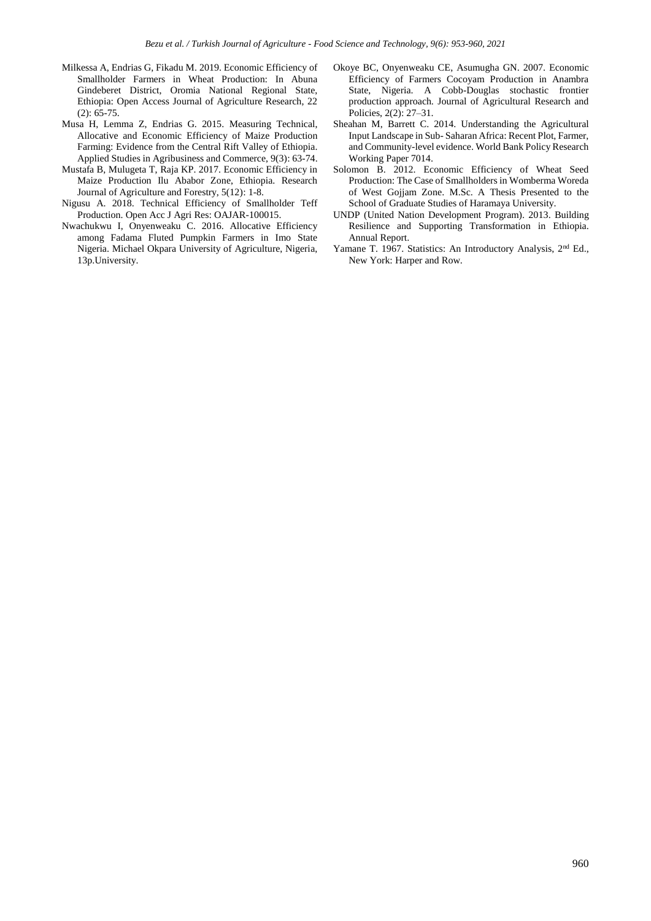Milkessa A, Endrias G, Fikadu M. 2019. Economic Efficiency of Smallholder Farmers in Wheat Production: In Abuna Gindeberet District, Oromia National Regional State, Ethiopia: Open Access Journal of Agriculture Research, 22 (2): 65-75.

Musa H, Lemma Z, Endrias G. 2015. Measuring Technical, Allocative and Economic Efficiency of Maize Production Farming: Evidence from the Central Rift Valley of Ethiopia. Applied Studies in Agribusiness and Commerce, 9(3): 63-74.

Mustafa B, Mulugeta T, Raja KP. 2017. Economic Efficiency in Maize Production Ilu Ababor Zone, Ethiopia. Research Journal of Agriculture and Forestry, 5(12): 1-8.

Nigusu A. 2018. Technical Efficiency of Smallholder Teff Production. Open Acc J Agri Res: OAJAR-100015.

Nwachukwu I, Onyenweaku C. 2016. Allocative Efficiency among Fadama Fluted Pumpkin Farmers in Imo State Nigeria. Michael Okpara University of Agriculture, Nigeria, 13p.University.

Okoye BC, Onyenweaku CE, Asumugha GN. 2007. Economic Efficiency of Farmers Cocoyam Production in Anambra State, Nigeria. A Cobb-Douglas stochastic frontier production approach. Journal of Agricultural Research and Policies, 2(2): 27–31.

Sheahan M, Barrett C. 2014. Understanding the Agricultural Input Landscape in Sub- Saharan Africa: Recent Plot, Farmer, and Community-level evidence. World Bank Policy Research Working Paper 7014.

Solomon B. 2012. Economic Efficiency of Wheat Seed Production: The Case of Smallholders in Womberma Woreda of West Gojjam Zone. M.Sc. A Thesis Presented to the School of Graduate Studies of Haramaya University.

UNDP (United Nation Development Program). 2013. Building Resilience and Supporting Transformation in Ethiopia. Annual Report.

Yamane T. 1967. Statistics: An Introductory Analysis, 2nd Ed., New York: Harper and Row.